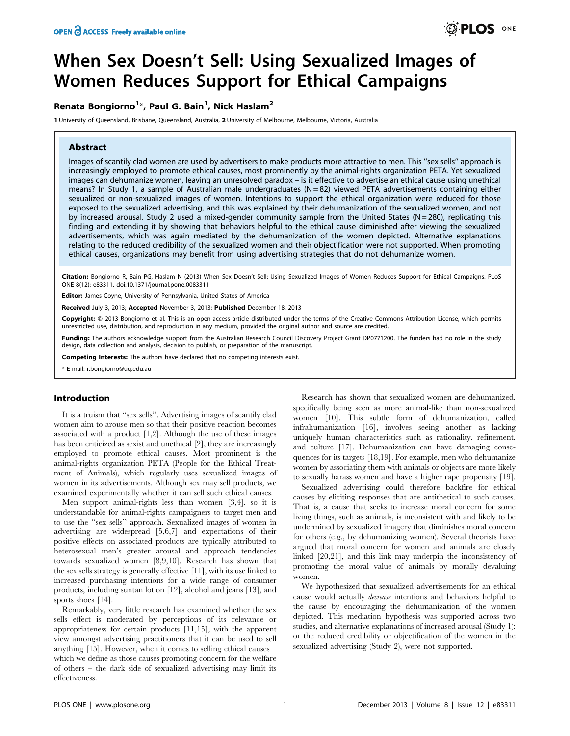# When Sex Doesn't Sell: Using Sexualized Images of Women Reduces Support for Ethical Campaigns

**Renata Bongiorno[1]*, Paul G. Bain[1], Nick Haslam[2]**

1 University of Queensland, Brisbane, Queensland, Australia, 2 University of Melbourne, Melbourne, Victoria, Australia

## Abstract

Images of scantily clad women are used by advertisers to make products more attractive to men. This ''sex sells'' approach is increasingly employed to promote ethical causes, most prominently by the animal-rights organization PETA. Yet sexualized images can dehumanize women, leaving an unresolved paradox – is it effective to advertise an ethical cause using unethical means? In Study 1, a sample of Australian male undergraduates (N = 82) viewed PETA advertisements containing either sexualized or non-sexualized images of women. Intentions to support the ethical organization were reduced for those exposed to the sexualized advertising, and this was explained by their dehumanization of the sexualized women, and not by increased arousal. Study 2 used a mixed-gender community sample from the United States (N = 280), replicating this finding and extending it by showing that behaviors helpful to the ethical cause diminished after viewing the sexualized advertisements, which was again mediated by the dehumanization of the women depicted. Alternative explanations relating to the reduced credibility of the sexualized women and their objectification were not supported. When promoting ethical causes, organizations may benefit from using advertising strategies that do not dehumanize women.

**Citation:** Bongiorno R, Bain PG, Haslam N (2013) When Sex Doesn't Sell: Using Sexualized Images of Women Reduces Support for Ethical Campaigns. PLoS ONE 8(12): e83311. doi:10.1371/journal.pone.0083311

**Editor:** James Coyne, University of Pennsylvania, United States of America

**Received** July 3, 2013; **Accepted** November 3, 2013; **Published** December 18, 2013

**Copyright:** © 2013 Bongiorno et al. This is an open-access article distributed under the terms of the Creative Commons Attribution License, which permits unrestricted use, distribution, and reproduction in any medium, provided the original author and source are credited.

**Funding:** The authors acknowledge support from the Australian Research Council Discovery Project Grant DP0771200. The funders had no role in the study design, data collection and analysis, decision to publish, or preparation of the manuscript.

**Competing Interests:** The authors have declared that no competing interests exist.

* E-mail: r.bongiorno@uq.edu.au

## Introduction

It is a truism that ''sex sells''. Advertising images of scantily clad women aim to arouse men so that their positive reaction becomes associated with a product [1,2]. Although the use of these images has been criticized as sexist and unethical [2], they are increasingly employed to promote ethical causes. Most prominent is the animal-rights organization PETA (People for the Ethical Treatment of Animals), which regularly uses sexualized images of women in its advertisements. Although sex may sell products, we examined experimentally whether it can sell such ethical causes.

Men support animal-rights less than women [3,4], so it is understandable for animal-rights campaigners to target men and to use the ''sex sells'' approach. Sexualized images of women in advertising are widespread [5,6,7] and expectations of their positive effects on associated products are typically attributed to heterosexual men's greater arousal and approach tendencies towards sexualized women [8,9,10]. Research has shown that the sex sells strategy is generally effective [11], with its use linked to increased purchasing intentions for a wide range of consumer products, including suntan lotion [12], alcohol and jeans [13], and sports shoes [14].

Remarkably, very little research has examined whether the sex sells effect is moderated by perceptions of its relevance or appropriateness for certain products [11,15], with the apparent view amongst advertising practitioners that it can be used to sell anything [15]. However, when it comes to selling ethical causes – which we define as those causes promoting concern for the welfare of others – the dark side of sexualized advertising may limit its effectiveness.

Research has shown that sexualized women are dehumanized, specifically being seen as more animal-like than non-sexualized women [10]. This subtle form of dehumanization, called infrahumanization [16], involves seeing another as lacking uniquely human characteristics such as rationality, refinement, and culture [17]. Dehumanization can have damaging consequences for its targets [18,19]. For example, men who dehumanize women by associating them with animals or objects are more likely to sexually harass women and have a higher rape propensity [19].

Sexualized advertising could therefore backfire for ethical causes by eliciting responses that are antithetical to such causes. That is, a cause that seeks to increase moral concern for some living things, such as animals, is inconsistent with and likely to be undermined by sexualized imagery that diminishes moral concern for others (e.g., by dehumanizing women). Several theorists have argued that moral concern for women and animals are closely linked [20,21], and this link may underpin the inconsistency of promoting the moral value of animals by morally devaluing women.

We hypothesized that sexualized advertisements for an ethical cause would actually *decrease* intentions and behaviors helpful to the cause by encouraging the dehumanization of the women depicted. This mediation hypothesis was supported across two studies, and alternative explanations of increased arousal (Study 1); or the reduced credibility or objectification of the women in the sexualized advertising (Study 2), were not supported.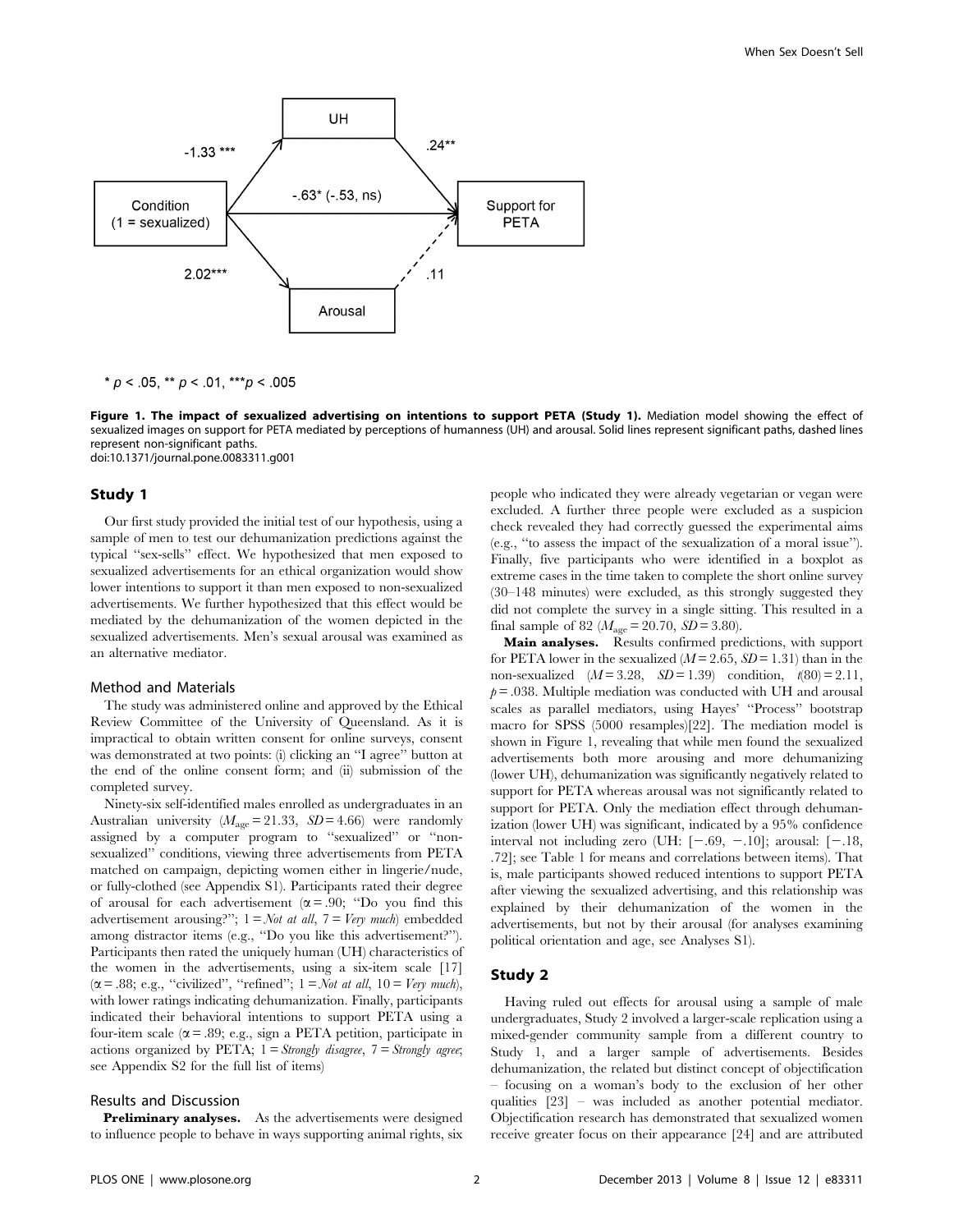UH

-1.33 ***

.24**

-.63* (-.53, ns)

Condition (1 = sexualized)

Support for PETA

2.02***

.11

Arousal

* $p < .05$, ** $p < .01$, *** $p < .005$

**Figure 1. The impact of sexualized advertising on intentions to support PETA (Study 1).** Mediation model showing the effect of sexualized images on support for PETA mediated by perceptions of humanness (UH) and arousal. Solid lines represent significant paths, dashed lines represent non-significant paths.
doi:10.1371/journal.pone.0083311.g001

## Study 1

Our first study provided the initial test of our hypothesis, using a sample of men to test our dehumanization predictions against the typical ''sex-sells'' effect. We hypothesized that men exposed to sexualized advertisements for an ethical organization would show lower intentions to support it than men exposed to non-sexualized advertisements. We further hypothesized that this effect would be mediated by the dehumanization of the women depicted in the sexualized advertisements. Men's sexual arousal was examined as an alternative mediator.

### Method and Materials

The study was administered online and approved by the Ethical Review Committee of the University of Queensland. As it is impractical to obtain written consent for online surveys, consent was demonstrated at two points: (i) clicking an ''I agree'' button at the end of the online consent form; and (ii) submission of the completed survey.

Ninety-six self-identified males enrolled as undergraduates in an Australian university ($M_{age} = 21.33$, $SD = 4.66$) were randomly assigned by a computer program to ''sexualized'' or ''non-sexualized'' conditions, viewing three advertisements from PETA matched on campaign, depicting women either in lingerie/nude, or fully-clothed (see Appendix S1). Participants rated their degree of arousal for each advertisement ($\alpha = .90$; ''Do you find this advertisement arousing?''; 1 = *Not at all*, 7 = *Very much*) embedded among distractor items (e.g., ''Do you like this advertisement?''). Participants then rated the uniquely human (UH) characteristics of the women in the advertisements, using a six-item scale [17] ($\alpha = .88$; e.g., ''civilized'', ''refined''; 1 = *Not at all*, 10 = *Very much*), with lower ratings indicating dehumanization. Finally, participants indicated their behavioral intentions to support PETA using a four-item scale ($\alpha = .89$; e.g., sign a PETA petition, participate in actions organized by PETA; 1 = *Strongly disagree*, 7 = *Strongly agree*; see Appendix S2 for the full list of items)

### Results and Discussion

**Preliminary analyses.** As the advertisements were designed to influence people to behave in ways supporting animal rights, six people who indicated they were already vegetarian or vegan were excluded. A further three people were excluded as a suspicion check revealed they had correctly guessed the experimental aims (e.g., ''to assess the impact of the sexualization of a moral issue''). Finally, five participants who were identified in a boxplot as extreme cases in the time taken to complete the short online survey (30–148 minutes) were excluded, as this strongly suggested they did not complete the survey in a single sitting. This resulted in a final sample of 82 ($M_{age} = 20.70$, $SD = 3.80$).

**Main analyses.** Results confirmed predictions, with support for PETA lower in the sexualized ($M = 2.65$, $SD = 1.31$) than in the non-sexualized ($M = 3.28$, $SD = 1.39$) condition, $t(80) = 2.11$, $p = .038$. Multiple mediation was conducted with UH and arousal scales as parallel mediators, using Hayes' ''Process'' bootstrap macro for SPSS (5000 resamples)[22]. The mediation model is shown in Figure 1, revealing that while men found the sexualized advertisements both more arousing and more dehumanizing (lower UH), dehumanization was significantly negatively related to support for PETA whereas arousal was not significantly related to support for PETA. Only the mediation effect through dehumanization (lower UH) was significant, indicated by a 95% confidence interval not including zero (UH: [−.69, −.10]; arousal: [−.18, .72]; see Table 1 for means and correlations between items). That is, male participants showed reduced intentions to support PETA after viewing the sexualized advertising, and this relationship was explained by their dehumanization of the women in the advertisements, but not by their arousal (for analyses examining political orientation and age, see Analyses S1).

## Study 2

Having ruled out effects for arousal using a sample of male undergraduates, Study 2 involved a larger-scale replication using a mixed-gender community sample from a different country to Study 1, and a larger sample of advertisements. Besides dehumanization, the related but distinct concept of objectification – focusing on a woman's body to the exclusion of her other qualities [23] – was included as another potential mediator. Objectification research has demonstrated that sexualized women receive greater focus on their appearance [24] and are attributed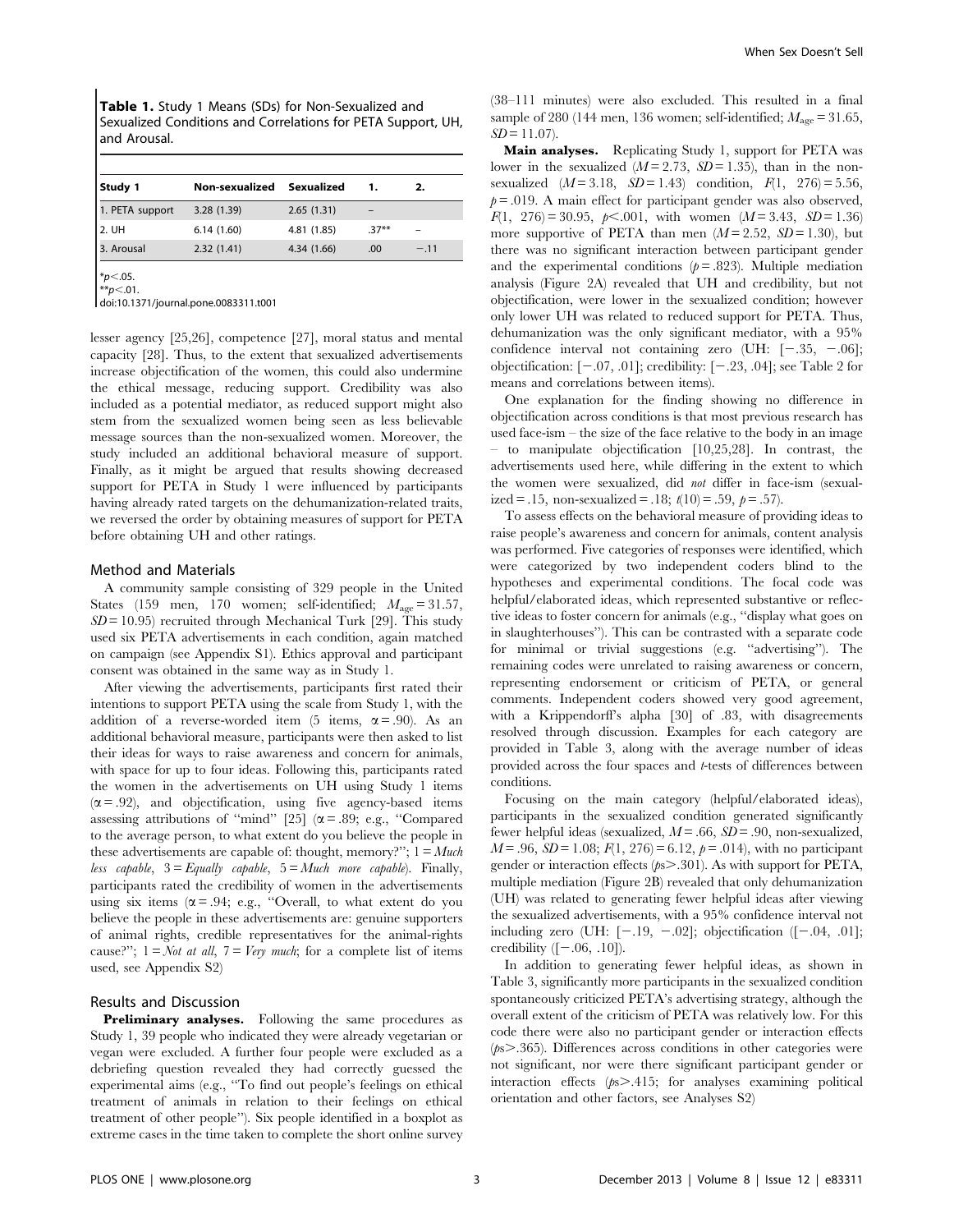**Table 1.** Study 1 Means (SDs) for Non-Sexualized and Sexualized Conditions and Correlations for PETA Support, UH, and Arousal.

| Study 1 | Non-sexualized | Sexualized | 1. | 2. |
|---|---|---|---|---|
| 1. PETA support | 3.28 (1.39) | 2.65 (1.31) | – | |
| 2. UH | 6.14 (1.60) | 4.81 (1.85) | .37** | – |
| 3. Arousal | 2.32 (1.41) | 4.34 (1.66) | .00 | −.11 |

*$p<.05$.
**$p<.01$.
doi:10.1371/journal.pone.0083311.t001

lesser agency [25,26], competence [27], moral status and mental capacity [28]. Thus, to the extent that sexualized advertisements increase objectification of the women, this could also undermine the ethical message, reducing support. Credibility was also included as a potential mediator, as reduced support might also stem from the sexualized women being seen as less believable message sources than the non-sexualized women. Moreover, the study included an additional behavioral measure of support. Finally, as it might be argued that results showing decreased support for PETA in Study 1 were influenced by participants having already rated targets on the dehumanization-related traits, we reversed the order by obtaining measures of support for PETA before obtaining UH and other ratings.

## Method and Materials

A community sample consisting of 329 people in the United States (159 men, 170 women; self-identified; $M_{age}=31.57$, $SD=10.95$) recruited through Mechanical Turk [29]. This study used six PETA advertisements in each condition, again matched on campaign (see Appendix S1). Ethics approval and participant consent was obtained in the same way as in Study 1.

After viewing the advertisements, participants first rated their intentions to support PETA using the scale from Study 1, with the addition of a reverse-worded item (5 items, $\alpha=.90$). As an additional behavioral measure, participants were then asked to list their ideas for ways to raise awareness and concern for animals, with space for up to four ideas. Following this, participants rated the women in the advertisements on UH using Study 1 items ($\alpha=.92$), and objectification, using five agency-based items assessing attributions of "mind" [25] ($\alpha=.89$; e.g., "Compared to the average person, to what extent do you believe the people in these advertisements are capable of: thought, memory?"; 1 = *Much less capable*, 3 = *Equally capable*, 5 = *Much more capable*). Finally, participants rated the credibility of women in the advertisements using six items ($\alpha=.94$; e.g., "Overall, to what extent do you believe the people in these advertisements are: genuine supporters of animal rights, credible representatives for the animal-rights cause?"; 1 = *Not at all*, 7 = *Very much*; for a complete list of items used, see Appendix S2)

## Results and Discussion

**Preliminary analyses.** Following the same procedures as Study 1, 39 people who indicated they were already vegetarian or vegan were excluded. A further four people were excluded as a debriefing question revealed they had correctly guessed the experimental aims (e.g., "To find out people's feelings on ethical treatment of animals in relation to their feelings on ethical treatment of other people"). Six people identified in a boxplot as extreme cases in the time taken to complete the short online survey (38–111 minutes) were also excluded. This resulted in a final sample of 280 (144 men, 136 women; self-identified; $M_{age}=31.65$, $SD=11.07$).

**Main analyses.** Replicating Study 1, support for PETA was lower in the sexualized ($M=2.73$, $SD=1.35$), than in the non-sexualized ($M=3.18$, $SD=1.43$) condition, $F(1,\ 276)=5.56$, $p=.019$. A main effect for participant gender was also observed, $F(1,\ 276)=30.95$, $p<.001$, with women ($M=3.43$, $SD=1.36$) more supportive of PETA than men ($M=2.52$, $SD=1.30$), but there was no significant interaction between participant gender and the experimental conditions ($p=.823$). Multiple mediation analysis (Figure 2A) revealed that UH and credibility, but not objectification, were lower in the sexualized condition; however only lower UH was related to reduced support for PETA. Thus, dehumanization was the only significant mediator, with a 95% confidence interval not containing zero (UH: [−.35, −.06]; objectification: [−.07, .01]; credibility: [−.23, .04]; see Table 2 for means and correlations between items).

One explanation for the finding showing no difference in objectification across conditions is that most previous research has used face-ism – the size of the face relative to the body in an image – to manipulate objectification [10,25,28]. In contrast, the advertisements used here, while differing in the extent to which the women were sexualized, did *not* differ in face-ism (sexualized = .15, non-sexualized = .18; $t(10)=.59$, $p=.57$).

To assess effects on the behavioral measure of providing ideas to raise people's awareness and concern for animals, content analysis was performed. Five categories of responses were identified, which were categorized by two independent coders blind to the hypotheses and experimental conditions. The focal code was helpful/elaborated ideas, which represented substantive or reflective ideas to foster concern for animals (e.g., "display what goes on in slaughterhouses"). This can be contrasted with a separate code for minimal or trivial suggestions (e.g. "advertising"). The remaining codes were unrelated to raising awareness or concern, representing endorsement or criticism of PETA, or general comments. Independent coders showed very good agreement, with a Krippendorff's alpha [30] of .83, with disagreements resolved through discussion. Examples for each category are provided in Table 3, along with the average number of ideas provided across the four spaces and *t*-tests of differences between conditions.

Focusing on the main category (helpful/elaborated ideas), participants in the sexualized condition generated significantly fewer helpful ideas (sexualized, $M=.66$, $SD=.90$, non-sexualized, $M=.96$, $SD=1.08$; $F(1,\ 276)=6.12$, $p=.014$), with no participant gender or interaction effects ($ps>.301$). As with support for PETA, multiple mediation (Figure 2B) revealed that only dehumanization (UH) was related to generating fewer helpful ideas after viewing the sexualized advertisements, with a 95% confidence interval not including zero (UH: [−.19, −.02]; objectification ([−.04, .01]; credibility ([−.06, .10]).

In addition to generating fewer helpful ideas, as shown in Table 3, significantly more participants in the sexualized condition spontaneously criticized PETA's advertising strategy, although the overall extent of the criticism of PETA was relatively low. For this code there were also no participant gender or interaction effects ($ps>.365$). Differences across conditions in other categories were not significant, nor were there significant participant gender or interaction effects ($ps>.415$; for analyses examining political orientation and other factors, see Analyses S2)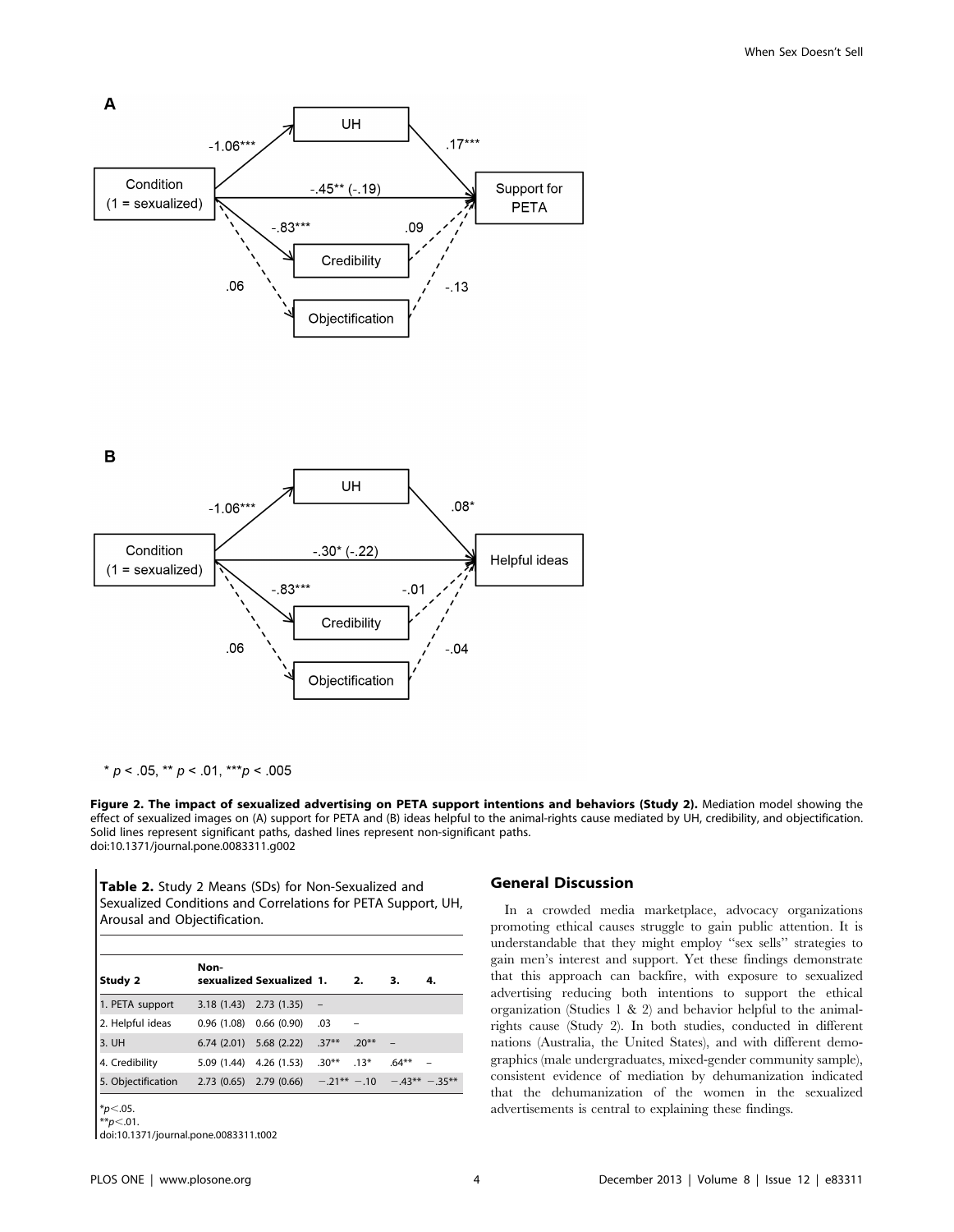Figure 2. The impact of sexualized advertising on PETA support intentions and behaviors (Study 2). Mediation model showing the effect of sexualized images on (A) support for PETA and (B) ideas helpful to the animal-rights cause mediated by UH, credibility, and objectification. Solid lines represent significant paths, dashed lines represent non-significant paths.
doi:10.1371/journal.pone.0083311.g002

**Table 2.** Study 2 Means (SDs) for Non-Sexualized and Sexualized Conditions and Correlations for PETA Support, UH, Arousal and Objectification.

| Study 2 | Non-sexualized | Sexualized | 1. | 2. | 3. | 4. |
|---|---|---|---|---|---|---|
| 1. PETA support | 3.18 (1.43) | 2.73 (1.35) | – | | | |
| 2. Helpful ideas | 0.96 (1.08) | 0.66 (0.90) | .03 | – | | |
| 3. UH | 6.74 (2.01) | 5.68 (2.22) | .37** | .20** | – | |
| 4. Credibility | 5.09 (1.44) | 4.26 (1.53) | .30** | .13* | .64** | – |
| 5. Objectification | 2.73 (0.65) | 2.79 (0.66) | −.21** | −.10 | −.43** | −.35** |

*$p<.05$.
**$p<.01$.
doi:10.1371/journal.pone.0083311.t002

## General Discussion

In a crowded media marketplace, advocacy organizations promoting ethical causes struggle to gain public attention. It is understandable that they might employ "sex sells" strategies to gain men's interest and support. Yet these findings demonstrate that this approach can backfire, with exposure to sexualized advertising reducing both intentions to support the ethical organization (Studies 1 & 2) and behavior helpful to the animal-rights cause (Study 2). In both studies, conducted in different nations (Australia, the United States), and with different demographics (male undergraduates, mixed-gender community sample), consistent evidence of mediation by dehumanization indicated that the dehumanization of the women in the sexualized advertisements is central to explaining these findings.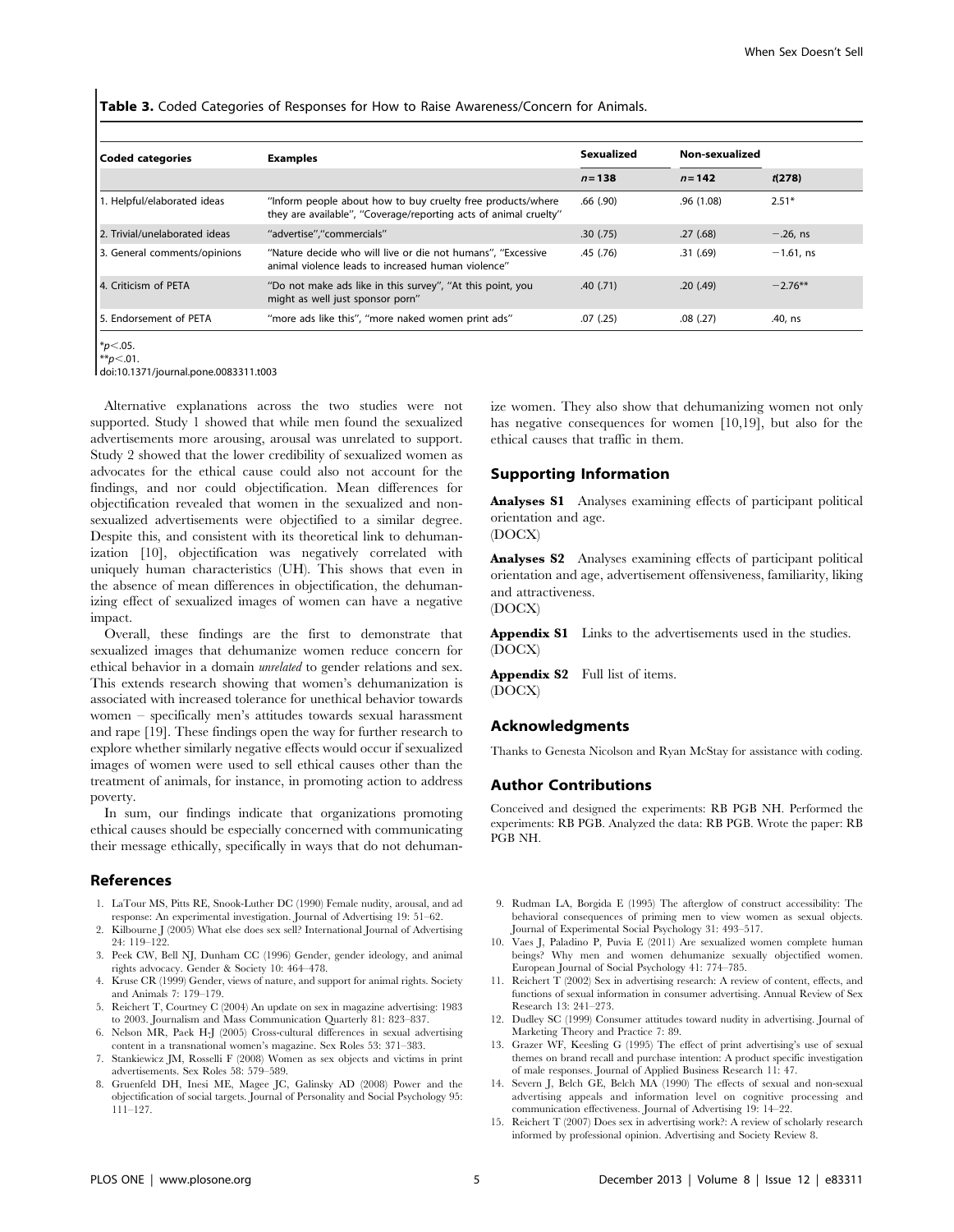**Table 3.** Coded Categories of Responses for How to Raise Awareness/Concern for Animals.

| Coded categories | Examples | Sexualized | Non-sexualized | |
|---|---|---|---|---|
| | | $n = 138$ | $n = 142$ | $t(278)$ |
| 1. Helpful/elaborated ideas | "Inform people about how to buy cruelty free products/where they are available", "Coverage/reporting acts of animal cruelty" | .66 (.90) | .96 (1.08) | 2.51* |
| 2. Trivial/unelaborated ideas | "advertise","commercials" | .30 (.75) | .27 (.68) | −.26, ns |
| 3. General comments/opinions | "Nature decide who will live or die not humans", "Excessive animal violence leads to increased human violence" | .45 (.76) | .31 (.69) | −1.61, ns |
| 4. Criticism of PETA | "Do not make ads like in this survey", "At this point, you might as well just sponsor porn" | .40 (.71) | .20 (.49) | −2.76** |
| 5. Endorsement of PETA | "more ads like this", "more naked women print ads" | .07 (.25) | .08 (.27) | .40, ns |

*$p<.05$.
**$p<.01$.
doi:10.1371/journal.pone.0083311.t003

Alternative explanations across the two studies were not supported. Study 1 showed that while men found the sexualized advertisements more arousing, arousal was unrelated to support. Study 2 showed that the lower credibility of sexualized women as advocates for the ethical cause could also not account for the findings, and nor could objectification. Mean differences for objectification revealed that women in the sexualized and non-sexualized advertisements were objectified to a similar degree. Despite this, and consistent with its theoretical link to dehumanization [10], objectification was negatively correlated with uniquely human characteristics (UH). This shows that even in the absence of mean differences in objectification, the dehumanizing effect of sexualized images of women can have a negative impact.

Overall, these findings are the first to demonstrate that sexualized images that dehumanize women reduce concern for ethical behavior in a domain *unrelated* to gender relations and sex. This extends research showing that women's dehumanization is associated with increased tolerance for unethical behavior towards women – specifically men's attitudes towards sexual harassment and rape [19]. These findings open the way for further research to explore whether similarly negative effects would occur if sexualized images of women were used to sell ethical causes other than the treatment of animals, for instance, in promoting action to address poverty.

In sum, our findings indicate that organizations promoting ethical causes should be especially concerned with communicating their message ethically, specifically in ways that do not dehumanize women. They also show that dehumanizing women not only has negative consequences for women [10,19], but also for the ethical causes that traffic in them.

## Supporting Information

**Analyses S1** Analyses examining effects of participant political orientation and age.
(DOCX)

**Analyses S2** Analyses examining effects of participant political orientation and age, advertisement offensiveness, familiarity, liking and attractiveness.
(DOCX)

**Appendix S1** Links to the advertisements used in the studies.
(DOCX)

**Appendix S2** Full list of items.
(DOCX)

## Acknowledgments

Thanks to Genesta Nicolson and Ryan McStay for assistance with coding.

## Author Contributions

Conceived and designed the experiments: RB PGB NH. Performed the experiments: RB PGB. Analyzed the data: RB PGB. Wrote the paper: RB PGB NH.

## References

1. LaTour MS, Pitts RE, Snook-Luther DC (1990) Female nudity, arousal, and ad response: An experimental investigation. Journal of Advertising 19: 51–62.
2. Kilbourne J (2005) What else does sex sell? International Journal of Advertising 24: 119–122.
3. Peek CW, Bell NJ, Dunham CC (1996) Gender, gender ideology, and animal rights advocacy. Gender & Society 10: 464–478.
4. Kruse CR (1999) Gender, views of nature, and support for animal rights. Society and Animals 7: 179–179.
5. Reichert T, Courtney C (2004) An update on sex in magazine advertising: 1983 to 2003. Journalism and Mass Communication Quarterly 81: 823–837.
6. Nelson MR, Paek H-J (2005) Cross-cultural differences in sexual advertising content in a transnational women's magazine. Sex Roles 53: 371–383.
7. Stankiewicz JM, Rosselli F (2008) Women as sex objects and victims in print advertisements. Sex Roles 58: 579–589.
8. Gruenfeld DH, Inesi ME, Magee JC, Galinsky AD (2008) Power and the objectification of social targets. Journal of Personality and Social Psychology 95: 111–127.
9. Rudman LA, Borgida E (1995) The afterglow of construct accessibility: The behavioral consequences of priming men to view women as sexual objects. Journal of Experimental Social Psychology 31: 493–517.
10. Vaes J, Paladino P, Puvia E (2011) Are sexualized women complete human beings? Why men and women dehumanize sexually objectified women. European Journal of Social Psychology 41: 774–785.
11. Reichert T (2002) Sex in advertising research: A review of content, effects, and functions of sexual information in consumer advertising. Annual Review of Sex Research 13: 241–273.
12. Dudley SC (1999) Consumer attitudes toward nudity in advertising. Journal of Marketing Theory and Practice 7: 89.
13. Grazer WF, Keesling G (1995) The effect of print advertising's use of sexual themes on brand recall and purchase intention: A product specific investigation of male responses. Journal of Applied Business Research 11: 47.
14. Severn J, Belch GE, Belch MA (1990) The effects of sexual and non-sexual advertising appeals and information level on cognitive processing and communication effectiveness. Journal of Advertising 19: 14–22.
15. Reichert T (2007) Does sex in advertising work?: A review of scholarly research informed by professional opinion. Advertising and Society Review 8.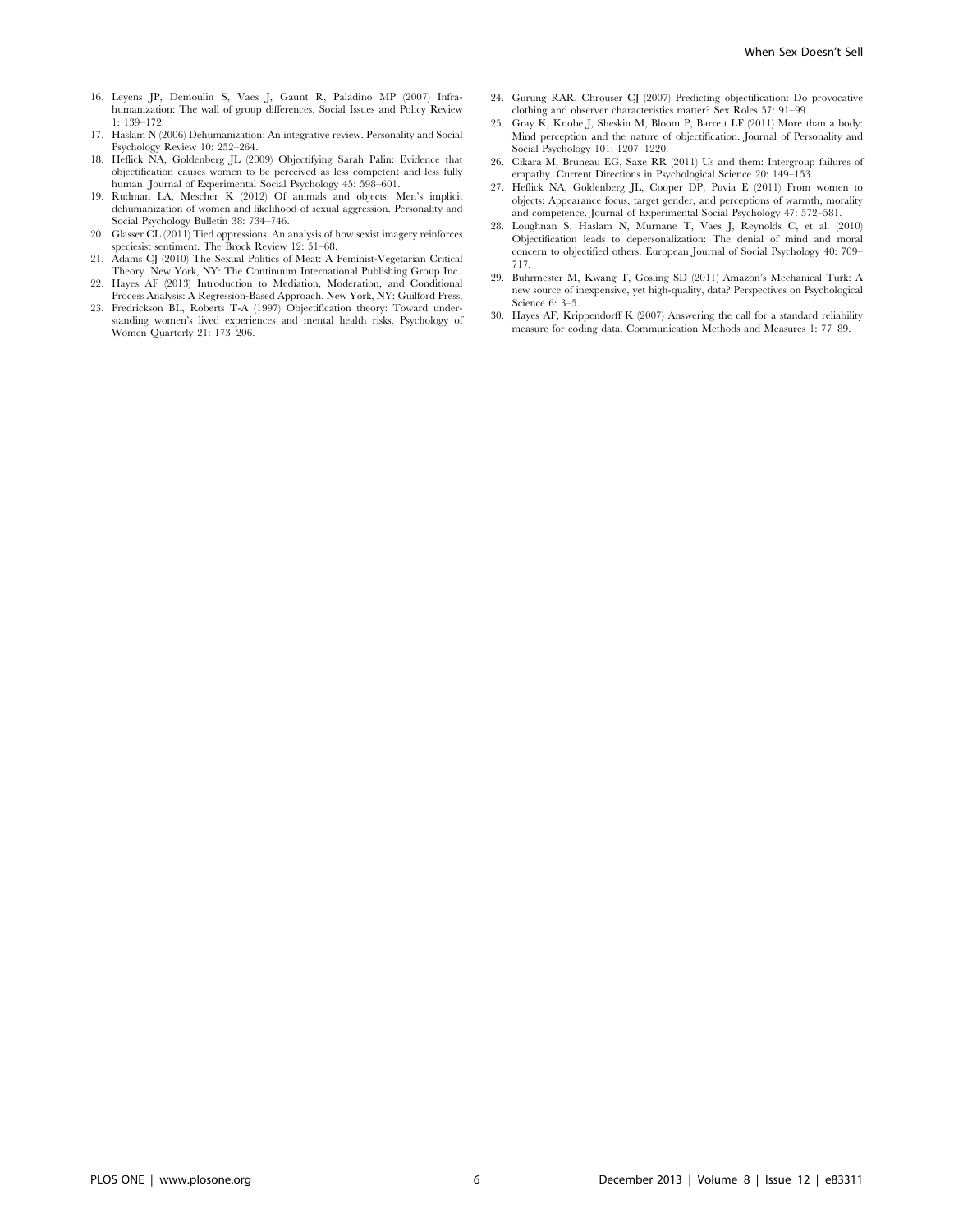16. Leyens JP, Demoulin S, Vaes J, Gaunt R, Paladino MP (2007) Infra-humanization: The wall of group differences. Social Issues and Policy Review 1: 139–172.
17. Haslam N (2006) Dehumanization: An integrative review. Personality and Social Psychology Review 10: 252–264.
18. Heflick NA, Goldenberg JL (2009) Objectifying Sarah Palin: Evidence that objectification causes women to be perceived as less competent and less fully human. Journal of Experimental Social Psychology 45: 598–601.
19. Rudman LA, Mescher K (2012) Of animals and objects: Men's implicit dehumanization of women and likelihood of sexual aggression. Personality and Social Psychology Bulletin 38: 734–746.
20. Glasser CL (2011) Tied oppressions: An analysis of how sexist imagery reinforces speciesist sentiment. The Brock Review 12: 51–68.
21. Adams CJ (2010) The Sexual Politics of Meat: A Feminist-Vegetarian Critical Theory. New York, NY: The Continuum International Publishing Group Inc.
22. Hayes AF (2013) Introduction to Mediation, Moderation, and Conditional Process Analysis: A Regression-Based Approach. New York, NY: Guilford Press.
23. Fredrickson BL, Roberts T-A (1997) Objectification theory: Toward understanding women's lived experiences and mental health risks. Psychology of Women Quarterly 21: 173–206.
24. Gurung RAR, Chrouser CJ (2007) Predicting objectification: Do provocative clothing and observer characteristics matter? Sex Roles 57: 91–99.
25. Gray K, Knobe J, Sheskin M, Bloom P, Barrett LF (2011) More than a body: Mind perception and the nature of objectification. Journal of Personality and Social Psychology 101: 1207–1220.
26. Cikara M, Bruneau EG, Saxe RR (2011) Us and them: Intergroup failures of empathy. Current Directions in Psychological Science 20: 149–153.
27. Heflick NA, Goldenberg JL, Cooper DP, Puvia E (2011) From women to objects: Appearance focus, target gender, and perceptions of warmth, morality and competence. Journal of Experimental Social Psychology 47: 572–581.
28. Loughnan S, Haslam N, Murnane T, Vaes J, Reynolds C, et al. (2010) Objectification leads to depersonalization: The denial of mind and moral concern to objectified others. European Journal of Social Psychology 40: 709–717.
29. Buhrmester M, Kwang T, Gosling SD (2011) Amazon's Mechanical Turk: A new source of inexpensive, yet high-quality, data? Perspectives on Psychological Science 6: 3–5.
30. Hayes AF, Krippendorff K (2007) Answering the call for a standard reliability measure for coding data. Communication Methods and Measures 1: 77–89.